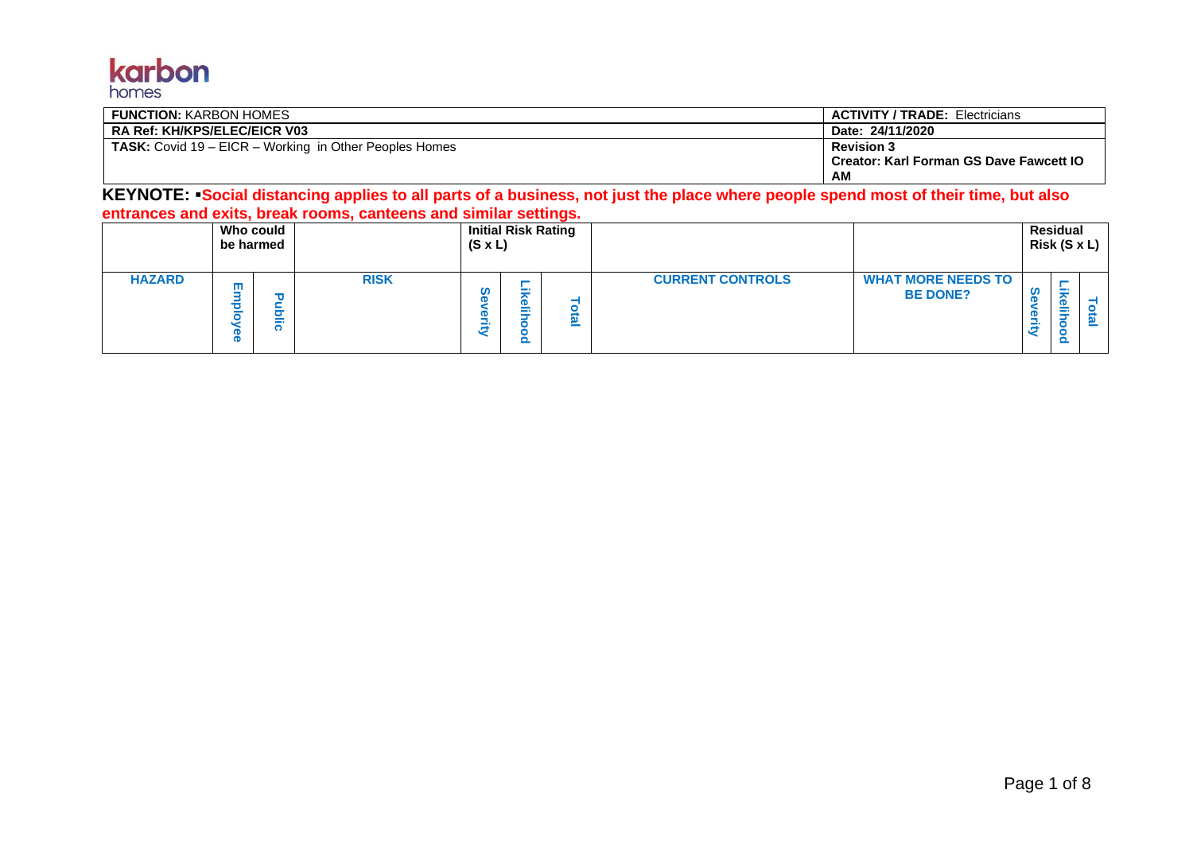karbon homes

| FUNCTION: KARBON HOMES | ACTIVITY / TRADE: Electricians |
|---|---|
| RA Ref: KH/KPS/ELEC/EICR V03 | Date: 24/11/2020 |
| TASK: Covid 19 – EICR – Working in Other Peoples Homes | Revision 3<br>Creator: Karl Forman GS Dave Fawcett IO AM |

**KEYNOTE: ▪Social distancing applies to all parts of a business, not just the place where people spend most of their time, but also entrances and exits, break rooms, canteens and similar settings.**

| | Who could be harmed | | | Initial Risk Rating (S x L) | | | | | Residual Risk (S x L) | | |
|---|---|---|---|---|---|---|---|---|---|---|---|
| **HAZARD** | Employee | Public | **RISK** | Severity | Likelihood | Total | **CURRENT CONTROLS** | **WHAT MORE NEEDS TO BE DONE?** | Severity | Likelihood | Total |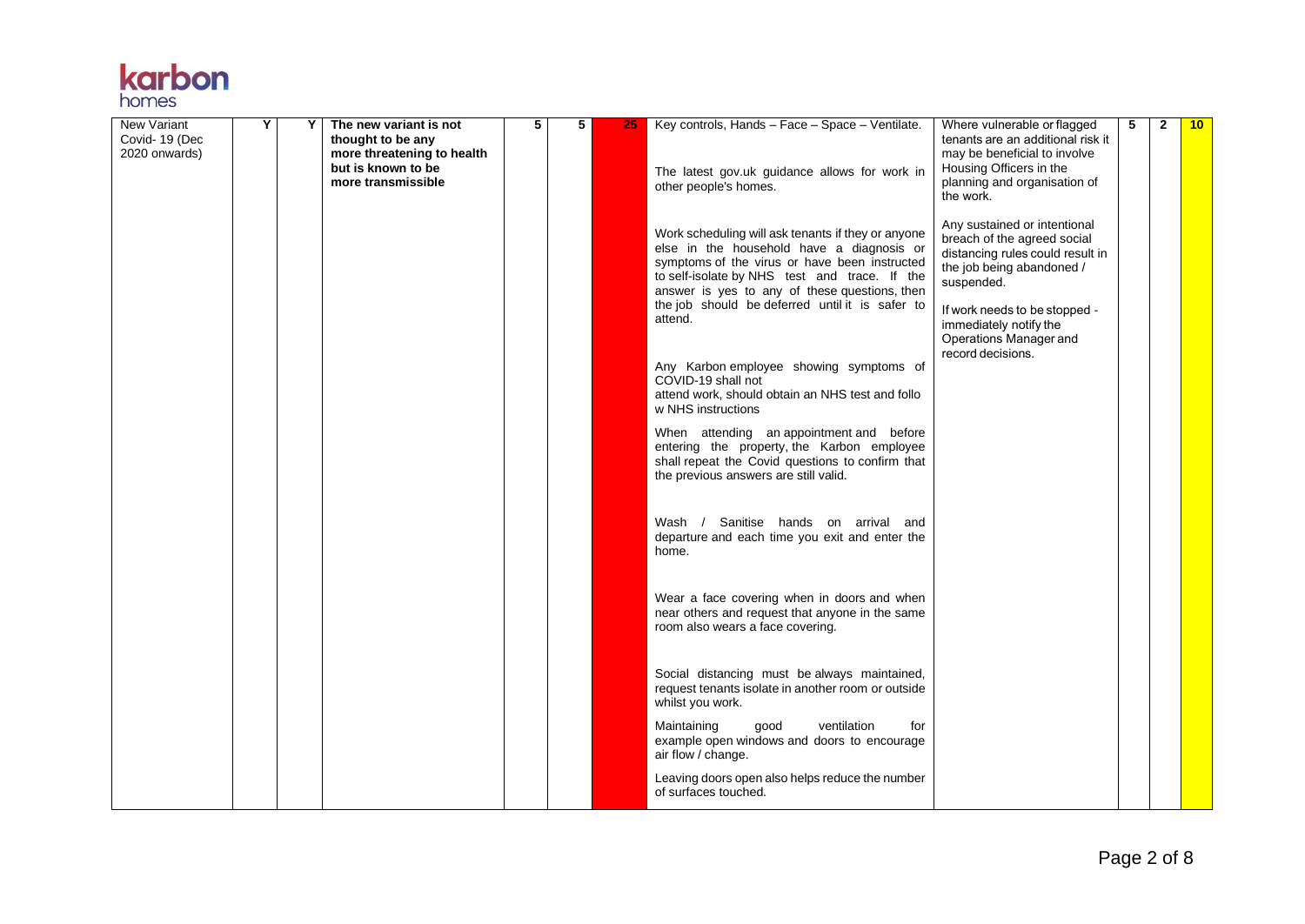| New Variant Covid- 19 (Dec 2020 onwards) | Y | Y | **The new variant is not thought to be any more threatening to health but is known to be more transmissible** | 5 | 5 | 25 | Key controls, Hands – Face – Space – Ventilate.<br><br>The latest gov.uk guidance allows for work in other people's homes.<br><br>Work scheduling will ask tenants if they or anyone else in the household have a diagnosis or symptoms of the virus or have been instructed to self-isolate by NHS test and trace. If the answer is yes to any of these questions, then the job should be deferred until it is safer to attend.<br><br>Any Karbon employee showing symptoms of COVID-19 shall not attend work, should obtain an NHS test and follo w NHS instructions<br><br>When attending an appointment and before entering the property, the Karbon employee shall repeat the Covid questions to confirm that the previous answers are still valid.<br><br>Wash / Sanitise hands on arrival and departure and each time you exit and enter the home.<br><br>Wear a face covering when in doors and when near others and request that anyone in the same room also wears a face covering.<br><br>Social distancing must be always maintained, request tenants isolate in another room or outside whilst you work.<br><br>Maintaining good ventilation for example open windows and doors to encourage air flow / change.<br><br>Leaving doors open also helps reduce the number of surfaces touched. | Where vulnerable or flagged tenants are an additional risk it may be beneficial to involve Housing Officers in the planning and organisation of the work.<br><br>Any sustained or intentional breach of the agreed social distancing rules could result in the job being abandoned / suspended.<br><br>If work needs to be stopped - immediately notify the Operations Manager and record decisions. | 5 | 2 | 10 |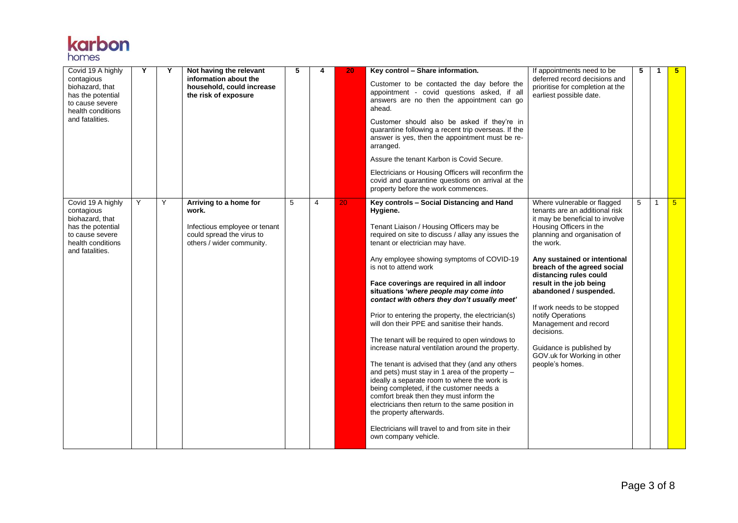| Covid 19 A highly contagious biohazard, that has the potential to cause severe health conditions and fatalities. | Y | Y | **Not having the relevant information about the household, could increase the risk of exposure** | 5 | 4 | 20 | **Key control – Share information.**<br><br>Customer to be contacted the day before the appointment - covid questions asked, if all answers are no then the appointment can go ahead.<br><br>Customer should also be asked if they're in quarantine following a recent trip overseas. If the answer is yes, then the appointment must be re-arranged.<br><br>Assure the tenant Karbon is Covid Secure.<br><br>Electricians or Housing Officers will reconfirm the covid and quarantine questions on arrival at the property before the work commences. | If appointments need to be deferred record decisions and prioritise for completion at the earliest possible date. | 5 | 1 | 5 |
|---|---|---|---|---|---|---|---|---|---|---|---|
| Covid 19 A highly contagious biohazard, that has the potential to cause severe health conditions and fatalities. | Y | Y | **Arriving to a home for work.**<br><br>Infectious employee or tenant could spread the virus to others / wider community. | 5 | 4 | 20 | **Key controls – Social Distancing and Hand Hygiene.**<br><br>Tenant Liaison / Housing Officers may be required on site to discuss / allay any issues the tenant or electrician may have.<br><br>Any employee showing symptoms of COVID-19 is not to attend work<br><br>**Face coverings are required in all indoor situations '*where people may come into contact with others they don't usually meet'***<br><br>Prior to entering the property, the electrician(s) will don their PPE and sanitise their hands.<br><br>The tenant will be required to open windows to increase natural ventilation around the property.<br><br>The tenant is advised that they (and any others and pets) must stay in 1 area of the property – ideally a separate room to where the work is being completed, if the customer needs a comfort break then they must inform the electricians then return to the same position in the property afterwards.<br><br>Electricians will travel to and from site in their own company vehicle. | Where vulnerable or flagged tenants are an additional risk it may be beneficial to involve Housing Officers in the planning and organisation of the work.<br><br>**Any sustained or intentional breach of the agreed social distancing rules could result in the job being abandoned / suspended.**<br><br>If work needs to be stopped notify Operations Management and record decisions.<br><br>Guidance is published by GOV.uk for Working in other people's homes. | 5 | 1 | 5 |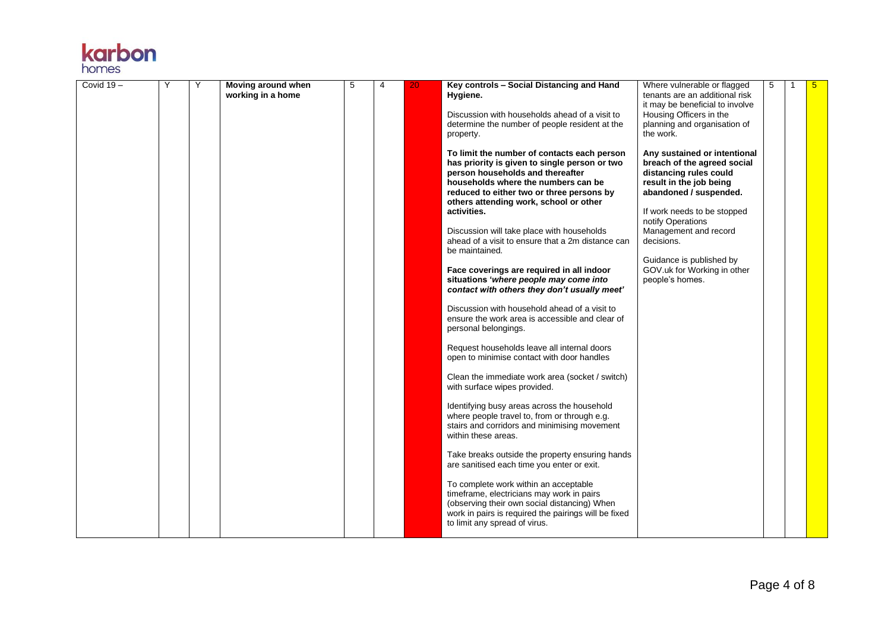| Covid 19 – | Y | Y | **Moving around when working in a home** | 5 | 4 | 20 | **Key controls – Social Distancing and Hand Hygiene.**<br><br>Discussion with households ahead of a visit to determine the number of people resident at the property.<br><br>**To limit the number of contacts each person has priority is given to single person or two person households and thereafter households where the numbers can be reduced to either two or three persons by others attending work, school or other activities.**<br><br>Discussion will take place with households ahead of a visit to ensure that a 2m distance can be maintained.<br><br>**Face coverings are required in all indoor situations '*where people may come into contact with others they don't usually meet*'**<br><br>Discussion with household ahead of a visit to ensure the work area is accessible and clear of personal belongings.<br><br>Request households leave all internal doors open to minimise contact with door handles<br><br>Clean the immediate work area (socket / switch) with surface wipes provided.<br><br>Identifying busy areas across the household where people travel to, from or through e.g. stairs and corridors and minimising movement within these areas.<br><br>Take breaks outside the property ensuring hands are sanitised each time you enter or exit.<br><br>To complete work within an acceptable timeframe, electricians may work in pairs (observing their own social distancing) When work in pairs is required the pairings will be fixed to limit any spread of virus. | Where vulnerable or flagged tenants are an additional risk it may be beneficial to involve Housing Officers in the planning and organisation of the work.<br><br>**Any sustained or intentional breach of the agreed social distancing rules could result in the job being abandoned / suspended.**<br><br>If work needs to be stopped notify Operations Management and record decisions.<br><br>Guidance is published by GOV.uk for Working in other people's homes. | 5 | 1 | 5 |
|---|---|---|---|---|---|---|---|---|---|---|---|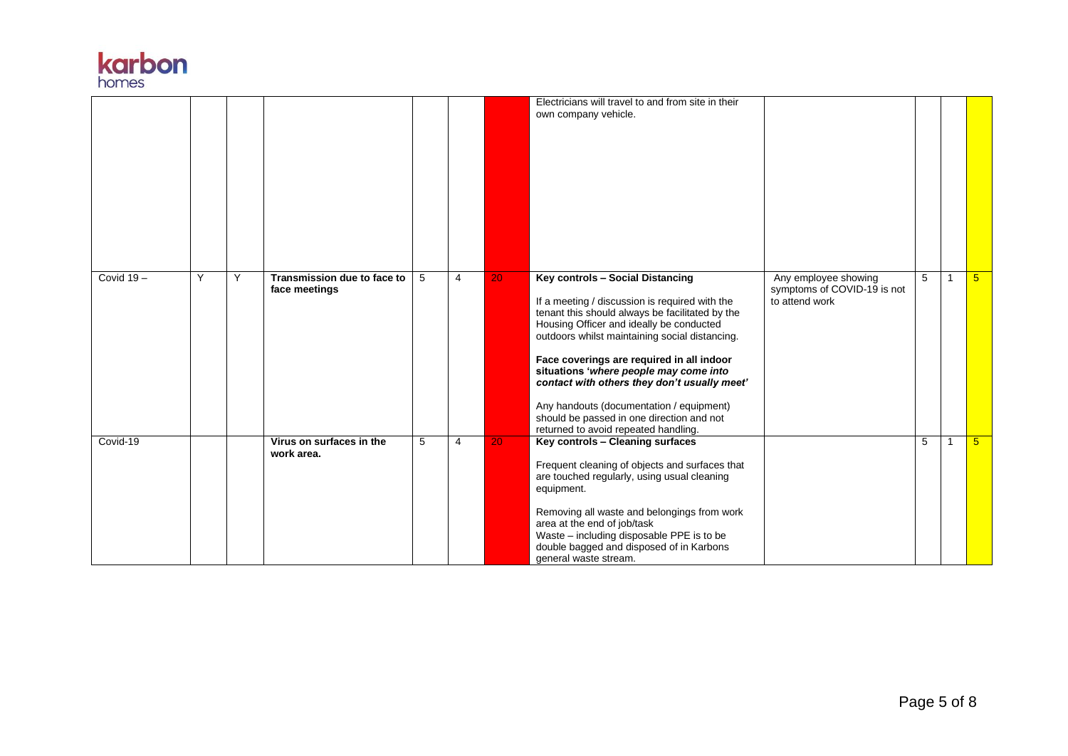| | | | | | | | | | | | |
|---|---|---|---|---|---|---|---|---|---|---|---|
| | | | | | | | Electricians will travel to and from site in their own company vehicle. | | | | |
| Covid 19 – | Y | Y | **Transmission due to face to face meetings** | 5 | 4 | 20 | **Key controls – Social Distancing**<br><br>If a meeting / discussion is required with the tenant this should always be facilitated by the Housing Officer and ideally be conducted outdoors whilst maintaining social distancing.<br><br>**Face coverings are required in all indoor situations '*where people may come into contact with others they don't usually meet'***<br><br>Any handouts (documentation / equipment) should be passed in one direction and not returned to avoid repeated handling. | Any employee showing symptoms of COVID-19 is not to attend work | 5 | 1 | 5 |
| Covid-19 | | | **Virus on surfaces in the work area.** | 5 | 4 | 20 | **Key controls – Cleaning surfaces**<br><br>Frequent cleaning of objects and surfaces that are touched regularly, using usual cleaning equipment.<br><br>Removing all waste and belongings from work area at the end of job/task<br>Waste – including disposable PPE is to be double bagged and disposed of in Karbons general waste stream. | | 5 | 1 | 5 |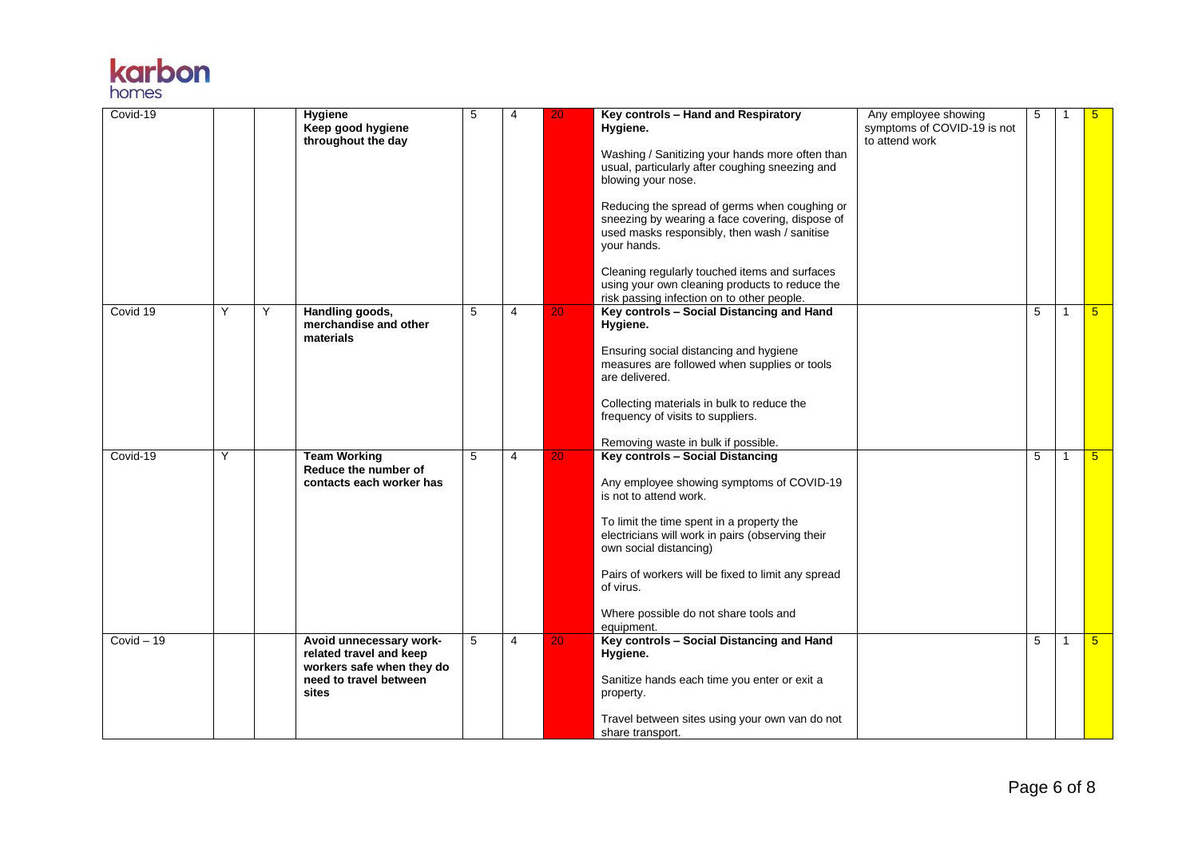| Covid-19 | | | **Hygiene** **Keep good hygiene throughout the day** | 5 | 4 | 20 | **Key controls – Hand and Respiratory Hygiene.** Washing / Sanitizing your hands more often than usual, particularly after coughing sneezing and blowing your nose. Reducing the spread of germs when coughing or sneezing by wearing a face covering, dispose of used masks responsibly, then wash / sanitise your hands. Cleaning regularly touched items and surfaces using your own cleaning products to reduce the risk passing infection on to other people. | Any employee showing symptoms of COVID-19 is not to attend work | 5 | 1 | 5 |
|---|---|---|---|---|---|---|---|---|---|---|---|
| Covid 19 | Y | Y | **Handling goods, merchandise and other materials** | 5 | 4 | 20 | **Key controls – Social Distancing and Hand Hygiene.** Ensuring social distancing and hygiene measures are followed when supplies or tools are delivered. Collecting materials in bulk to reduce the frequency of visits to suppliers. Removing waste in bulk if possible. | | 5 | 1 | 5 |
| Covid-19 | Y | | **Team Working** **Reduce the number of contacts each worker has** | 5 | 4 | 20 | **Key controls – Social Distancing** Any employee showing symptoms of COVID-19 is not to attend work. To limit the time spent in a property the electricians will work in pairs (observing their own social distancing) Pairs of workers will be fixed to limit any spread of virus. Where possible do not share tools and equipment. | | 5 | 1 | 5 |
| Covid – 19 | | | **Avoid unnecessary work-related travel and keep workers safe when they do need to travel between sites** | 5 | 4 | 20 | **Key controls – Social Distancing and Hand Hygiene.** Sanitize hands each time you enter or exit a property. Travel between sites using your own van do not share transport. | | 5 | 1 | 5 |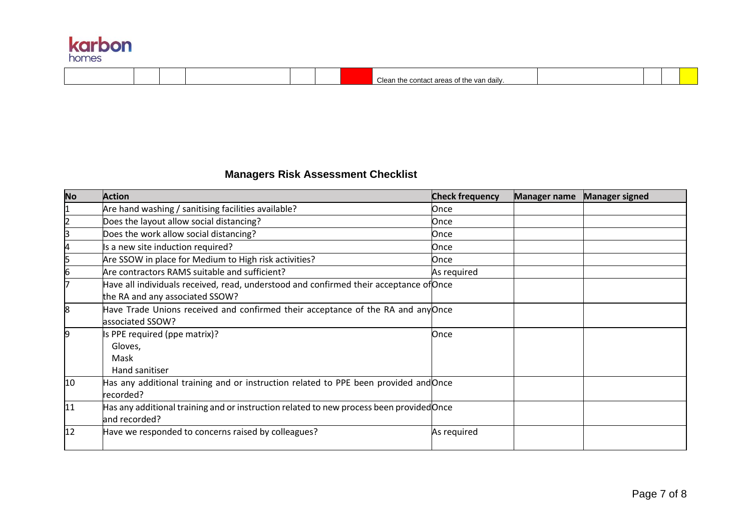| | | | | | | | Clean the contact areas of the van daily. | | | | |
|---|---|---|---|---|---|---|---|---|---|---|---|

## Managers Risk Assessment Checklist

| No | Action | Check frequency | Manager name | Manager signed |
|---|---|---|---|---|
| 1 | Are hand washing / sanitising facilities available? | Once | | |
| 2 | Does the layout allow social distancing? | Once | | |
| 3 | Does the work allow social distancing? | Once | | |
| 4 | Is a new site induction required? | Once | | |
| 5 | Are SSOW in place for Medium to High risk activities? | Once | | |
| 6 | Are contractors RAMS suitable and sufficient? | As required | | |
| 7 | Have all individuals received, read, understood and confirmed their acceptance of the RA and any associated SSOW? | Once | | |
| 8 | Have Trade Unions received and confirmed their acceptance of the RA and any associated SSOW? | Once | | |
| 9 | Is PPE required (ppe matrix)?<br>Gloves,<br>Mask<br>Hand sanitiser | Once | | |
| 10 | Has any additional training and or instruction related to PPE been provided and recorded? | Once | | |
| 11 | Has any additional training and or instruction related to new process been provided and recorded? | Once | | |
| 12 | Have we responded to concerns raised by colleagues? | As required | | |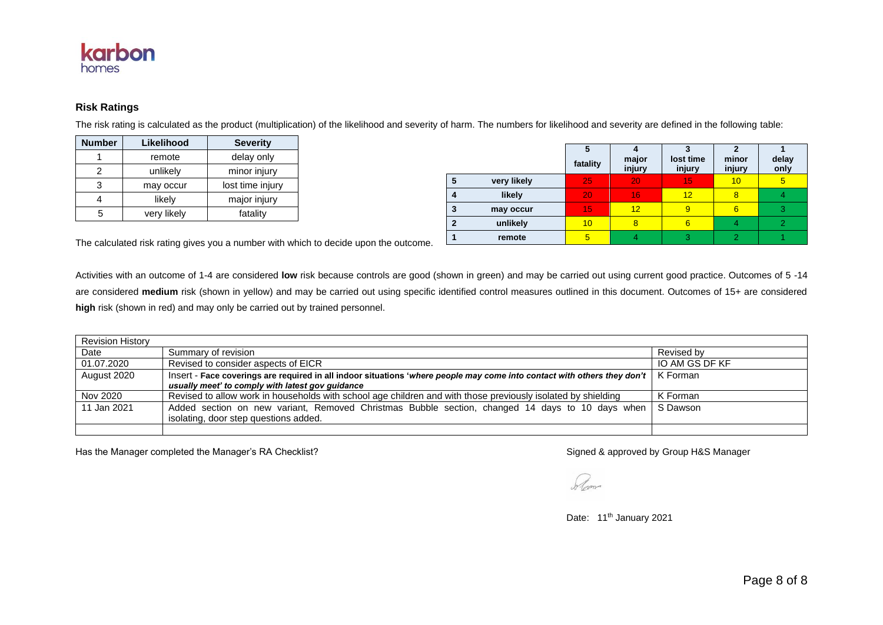karbon homes

## Risk Ratings

The risk rating is calculated as the product (multiplication) of the likelihood and severity of harm. The numbers for likelihood and severity are defined in the following table:

| Number | Likelihood | Severity |
|---|---|---|
| 1 | remote | delay only |
| 2 | unlikely | minor injury |
| 3 | may occur | lost time injury |
| 4 | likely | major injury |
| 5 | very likely | fatality |

| | | 5 fatality | 4 major injury | 3 lost time injury | 2 minor injury | 1 delay only |
|---|---|---|---|---|---|---|
| 5 | very likely | 25 | 20 | 15 | 10 | 5 |
| 4 | likely | 20 | 16 | 12 | 8 | 4 |
| 3 | may occur | 15 | 12 | 9 | 6 | 3 |
| 2 | unlikely | 10 | 8 | 6 | 4 | 2 |
| 1 | remote | 5 | 4 | 3 | 2 | 1 |

The calculated risk rating gives you a number with which to decide upon the outcome.

Activities with an outcome of 1-4 are considered **low** risk because controls are good (shown in green) and may be carried out using current good practice. Outcomes of 5 -14 are considered **medium** risk (shown in yellow) and may be carried out using specific identified control measures outlined in this document. Outcomes of 15+ are considered **high** risk (shown in red) and may only be carried out by trained personnel.

| Revision History | | |
|---|---|---|
| Date | Summary of revision | Revised by |
| 01.07.2020 | Revised to consider aspects of EICR | IO AM GS DF KF |
| August 2020 | Insert - **Face coverings are required in all indoor situations '*where people may come into contact with others they don't' usually meet' to comply with latest gov guidance*** | K Forman |
| Nov 2020 | Revised to allow work in households with school age children and with those previously isolated by shielding | K Forman |
| 11 Jan 2021 | Added section on new variant, Removed Christmas Bubble section, changed 14 days to 10 days when isolating, door step questions added. | S Dawson |
| | | |

Has the Manager completed the Manager's RA Checklist?

Signed & approved by Group H&S Manager

Date: 11th January 2021